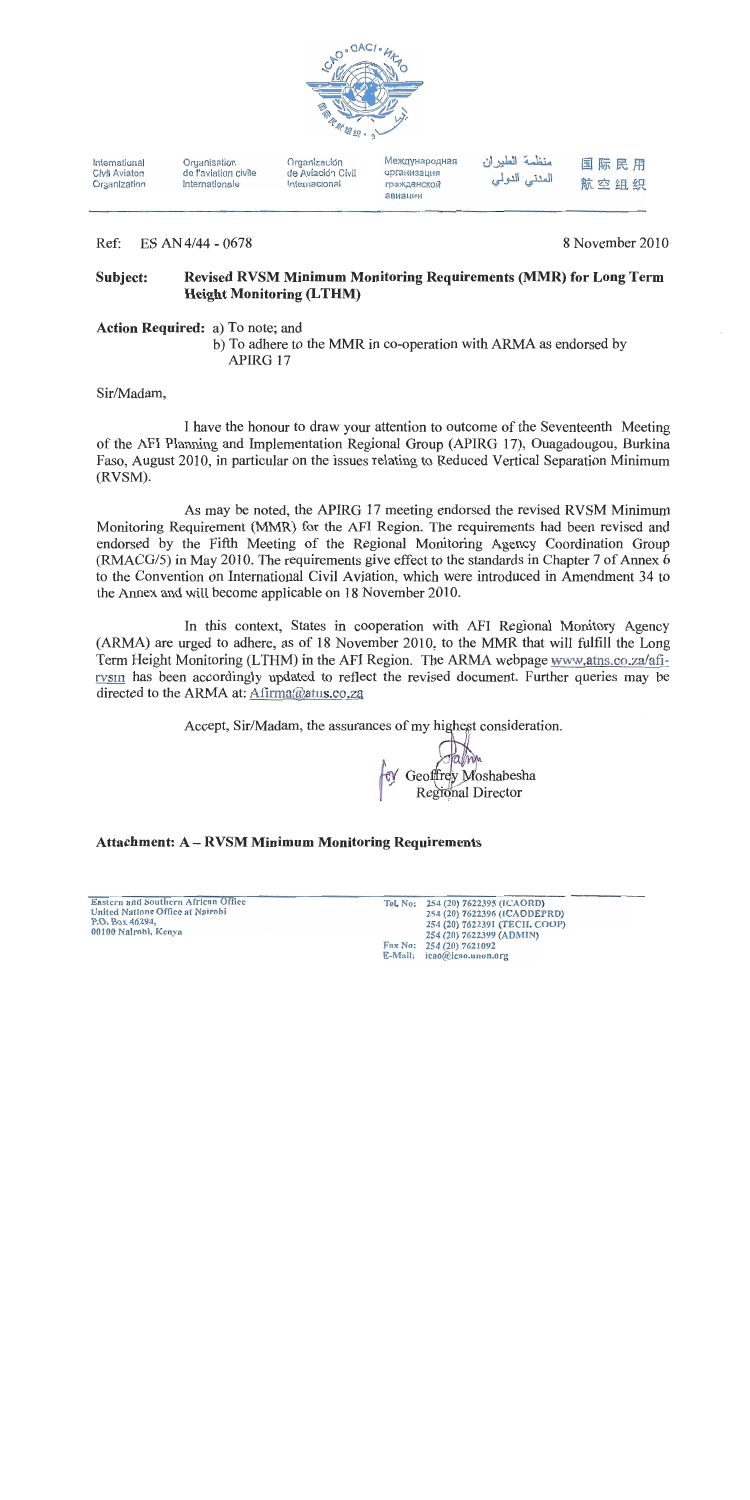International Civil Aviation Organization | Organisation de l'aviation civile internationale | Organización de Aviación Civil Internacional | Международная организация гражданской авиации | منظمة الطيران المدني الدولي | 国际民用航空组织

Ref: ES AN 4/44 - 0678

8 November 2010

**Subject: Revised RVSM Minimum Monitoring Requirements (MMR) for Long Term Height Monitoring (LTHM)**

**Action Required:** a) To note; and
b) To adhere to the MMR in co-operation with ARMA as endorsed by APIRG 17

Sir/Madam,

I have the honour to draw your attention to outcome of the Seventeenth Meeting of the AFI Planning and Implementation Regional Group (APIRG 17), Ouagadougou, Burkina Faso, August 2010, in particular on the issues relating to Reduced Vertical Separation Minimum (RVSM).

As may be noted, the APIRG 17 meeting endorsed the revised RVSM Minimum Monitoring Requirement (MMR) for the AFI Region. The requirements had been revised and endorsed by the Fifth Meeting of the Regional Monitoring Agency Coordination Group (RMACG/5) in May 2010. The requirements give effect to the standards in Chapter 7 of Annex 6 to the Convention on International Civil Aviation, which were introduced in Amendment 34 to the Annex and will become applicable on 18 November 2010.

In this context, States in cooperation with AFI Regional Monitory Agency (ARMA) are urged to adhere, as of 18 November 2010, to the MMR that will fulfill the Long Term Height Monitoring (LTHM) in the AFI Region. The ARMA webpage www.atns.co.za/afi-rvsm has been accordingly updated to reflect the revised document. Further queries may be directed to the ARMA at: Afirma@atns.co.za

Accept, Sir/Madam, the assurances of my highest consideration.

for Geoffrey Moshabesha
Regional Director

**Attachment: A – RVSM Minimum Monitoring Requirements**

Eastern and Southern African Office
United Nations Office at Nairobi
P.O. Box 46294,
00100 Nairobi, Kenya

Tel. No: 254 (20) 7622395 (ICAORD)
254 (20) 7622396 (ICAODEPRD)
254 (20) 7622391 (TECH. COOP)
254 (20) 7622399 (ADMIN)
Fax No: 254 (20) 7621092
E-Mail: icao@icao.unon.org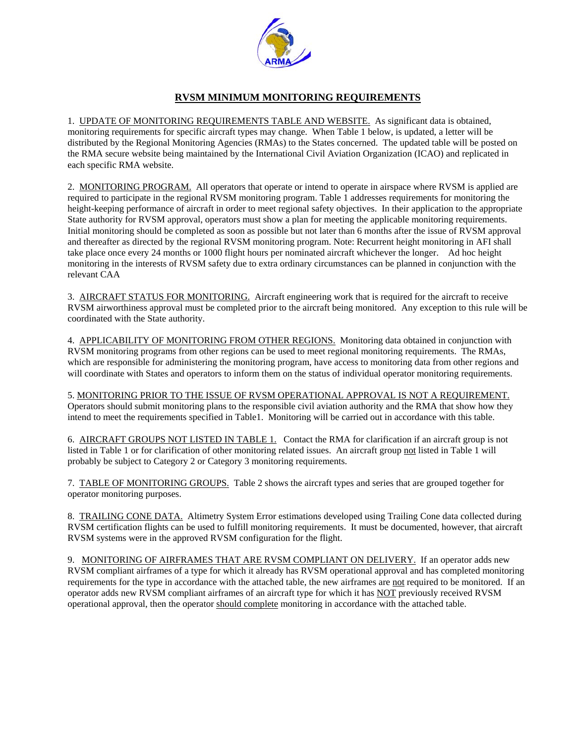# RVSM MINIMUM MONITORING REQUIREMENTS

1. UPDATE OF MONITORING REQUIREMENTS TABLE AND WEBSITE. As significant data is obtained, monitoring requirements for specific aircraft types may change. When Table 1 below, is updated, a letter will be distributed by the Regional Monitoring Agencies (RMAs) to the States concerned. The updated table will be posted on the RMA secure website being maintained by the International Civil Aviation Organization (ICAO) and replicated in each specific RMA website.

2. MONITORING PROGRAM. All operators that operate or intend to operate in airspace where RVSM is applied are required to participate in the regional RVSM monitoring program. Table 1 addresses requirements for monitoring the height-keeping performance of aircraft in order to meet regional safety objectives. In their application to the appropriate State authority for RVSM approval, operators must show a plan for meeting the applicable monitoring requirements. Initial monitoring should be completed as soon as possible but not later than 6 months after the issue of RVSM approval and thereafter as directed by the regional RVSM monitoring program. Note: Recurrent height monitoring in AFI shall take place once every 24 months or 1000 flight hours per nominated aircraft whichever the longer. Ad hoc height monitoring in the interests of RVSM safety due to extra ordinary circumstances can be planned in conjunction with the relevant CAA

3. AIRCRAFT STATUS FOR MONITORING. Aircraft engineering work that is required for the aircraft to receive RVSM airworthiness approval must be completed prior to the aircraft being monitored. Any exception to this rule will be coordinated with the State authority.

4. APPLICABILITY OF MONITORING FROM OTHER REGIONS. Monitoring data obtained in conjunction with RVSM monitoring programs from other regions can be used to meet regional monitoring requirements. The RMAs, which are responsible for administering the monitoring program, have access to monitoring data from other regions and will coordinate with States and operators to inform them on the status of individual operator monitoring requirements.

5. MONITORING PRIOR TO THE ISSUE OF RVSM OPERATIONAL APPROVAL IS NOT A REQUIREMENT. Operators should submit monitoring plans to the responsible civil aviation authority and the RMA that show how they intend to meet the requirements specified in Table1. Monitoring will be carried out in accordance with this table.

6. AIRCRAFT GROUPS NOT LISTED IN TABLE 1. Contact the RMA for clarification if an aircraft group is not listed in Table 1 or for clarification of other monitoring related issues. An aircraft group not listed in Table 1 will probably be subject to Category 2 or Category 3 monitoring requirements.

7. TABLE OF MONITORING GROUPS. Table 2 shows the aircraft types and series that are grouped together for operator monitoring purposes.

8. TRAILING CONE DATA. Altimetry System Error estimations developed using Trailing Cone data collected during RVSM certification flights can be used to fulfill monitoring requirements. It must be documented, however, that aircraft RVSM systems were in the approved RVSM configuration for the flight.

9. MONITORING OF AIRFRAMES THAT ARE RVSM COMPLIANT ON DELIVERY. If an operator adds new RVSM compliant airframes of a type for which it already has RVSM operational approval and has completed monitoring requirements for the type in accordance with the attached table, the new airframes are not required to be monitored. If an operator adds new RVSM compliant airframes of an aircraft type for which it has NOT previously received RVSM operational approval, then the operator should complete monitoring in accordance with the attached table.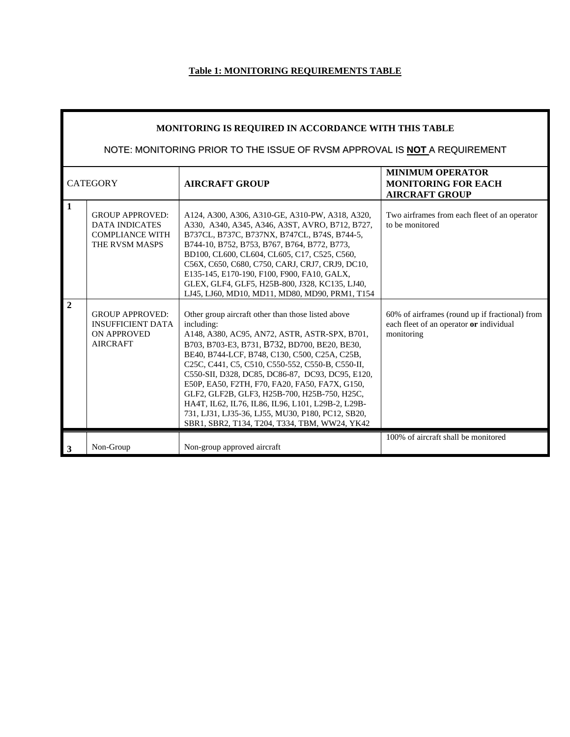**Table 1: MONITORING REQUIREMENTS TABLE**

| MONITORING IS REQUIRED IN ACCORDANCE WITH THIS TABLE<br>NOTE: MONITORING PRIOR TO THE ISSUE OF RVSM APPROVAL IS **NOT** A REQUIREMENT | | | |
|---|---|---|---|
| CATEGORY | | **AIRCRAFT GROUP** | **MINIMUM OPERATOR MONITORING FOR EACH AIRCRAFT GROUP** |
| **1** | GROUP APPROVED: DATA INDICATES COMPLIANCE WITH THE RVSM MASPS | A124, A300, A306, A310-GE, A310-PW, A318, A320, A330, A340, A345, A346, A3ST, AVRO, B712, B727, B737CL, B737C, B737NX, B747CL, B74S, B744-5, B744-10, B752, B753, B767, B764, B772, B773, BD100, CL600, CL604, CL605, C17, C525, C560, C56X, C650, C680, C750, CARJ, CRJ7, CRJ9, DC10, E135-145, E170-190, F100, F900, FA10, GALX, GLEX, GLF4, GLF5, H25B-800, J328, KC135, LJ40, LJ45, LJ60, MD10, MD11, MD80, MD90, PRM1, T154 | Two airframes from each fleet of an operator to be monitored |
| **2** | GROUP APPROVED: INSUFFICIENT DATA ON APPROVED AIRCRAFT | Other group aircraft other than those listed above including:<br>A148, A380, AC95, AN72, ASTR, ASTR-SPX, B701, B703, B703-E3, B731, B732, BD700, BE20, BE30, BE40, B744-LCF, B748, C130, C500, C25A, C25B, C25C, C441, C5, C510, C550-552, C550-B, C550-II, C550-SII, D328, DC85, DC86-87, DC93, DC95, E120, E50P, EA50, F2TH, F70, FA20, FA50, FA7X, G150, GLF2, GLF2B, GLF3, H25B-700, H25B-750, H25C, HA4T, IL62, IL76, IL86, IL96, L101, L29B-2, L29B-731, LJ31, LJ35-36, LJ55, MU30, P180, PC12, SB20, SBR1, SBR2, T134, T204, T334, TBM, WW24, YK42 | 60% of airframes (round up if fractional) from each fleet of an operator **or** individual monitoring |
| **3** | Non-Group | Non-group approved aircraft | 100% of aircraft shall be monitored |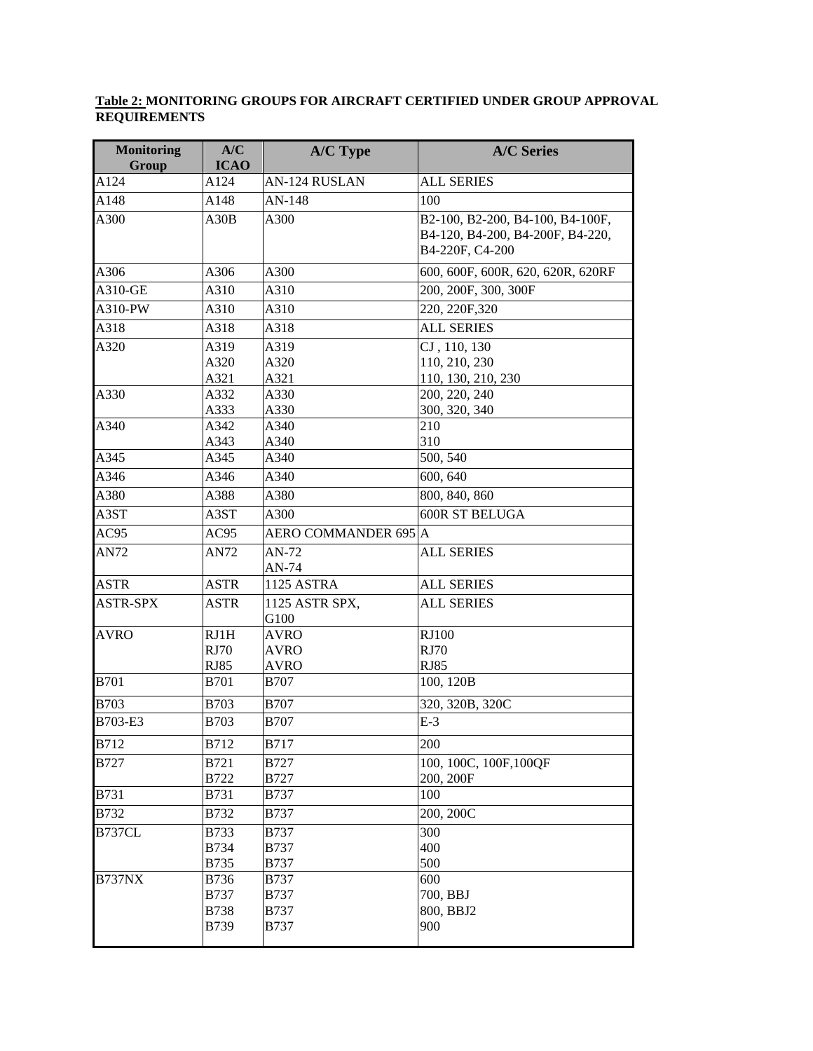**Table 2: MONITORING GROUPS FOR AIRCRAFT CERTIFIED UNDER GROUP APPROVAL REQUIREMENTS**

| Monitoring Group | A/C ICAO | A/C Type | A/C Series |
|---|---|---|---|
| A124 | A124 | AN-124 RUSLAN | ALL SERIES |
| A148 | A148 | AN-148 | 100 |
| A300 | A30B | A300 | B2-100, B2-200, B4-100, B4-100F, B4-120, B4-200, B4-200F, B4-220, B4-220F, C4-200 |
| A306 | A306 | A300 | 600, 600F, 600R, 620, 620R, 620RF |
| A310-GE | A310 | A310 | 200, 200F, 300, 300F |
| A310-PW | A310 | A310 | 220, 220F,320 |
| A318 | A318 | A318 | ALL SERIES |
| A320 | A319<br>A320<br>A321 | A319<br>A320<br>A321 | CJ , 110, 130<br>110, 210, 230<br>110, 130, 210, 230 |
| A330 | A332<br>A333 | A330<br>A330 | 200, 220, 240<br>300, 320, 340 |
| A340 | A342<br>A343 | A340<br>A340 | 210<br>310 |
| A345 | A345 | A340 | 500, 540 |
| A346 | A346 | A340 | 600, 640 |
| A380 | A388 | A380 | 800, 840, 860 |
| A3ST | A3ST | A300 | 600R ST BELUGA |
| AC95 | AC95 | AERO COMMANDER 695 | A |
| AN72 | AN72 | AN-72<br>AN-74 | ALL SERIES |
| ASTR | ASTR | 1125 ASTRA | ALL SERIES |
| ASTR-SPX | ASTR | 1125 ASTR SPX, G100 | ALL SERIES |
| AVRO | RJ1H<br>RJ70<br>RJ85 | AVRO<br>AVRO<br>AVRO | RJ100<br>RJ70<br>RJ85 |
| B701 | B701 | B707 | 100, 120B |
| B703 | B703 | B707 | 320, 320B, 320C |
| B703-E3 | B703 | B707 | E-3 |
| B712 | B712 | B717 | 200 |
| B727 | B721<br>B722 | B727<br>B727 | 100, 100C, 100F,100QF<br>200, 200F |
| B731 | B731 | B737 | 100 |
| B732 | B732 | B737 | 200, 200C |
| B737CL | B733<br>B734<br>B735 | B737<br>B737<br>B737 | 300<br>400<br>500 |
| B737NX | B736<br>B737<br>B738<br>B739 | B737<br>B737<br>B737<br>B737 | 600<br>700, BBJ<br>800, BBJ2<br>900 |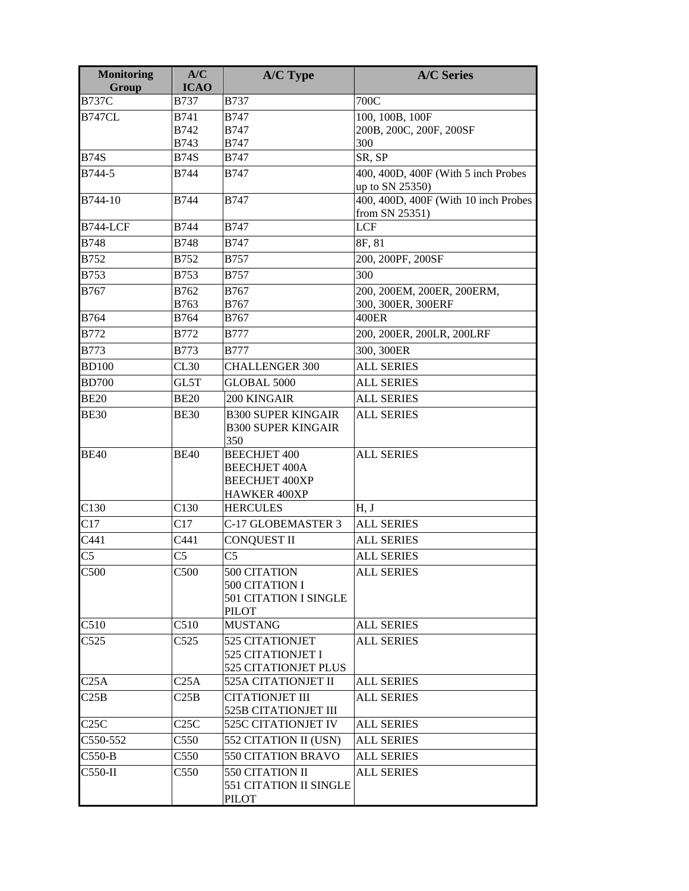| Monitoring Group | A/C ICAO | A/C Type | A/C Series |
|---|---|---|---|
| B737C | B737 | B737 | 700C |
| B747CL | B741<br>B742<br>B743 | B747<br>B747<br>B747 | 100, 100B, 100F<br>200B, 200C, 200F, 200SF<br>300 |
| B74S | B74S | B747 | SR, SP |
| B744-5 | B744 | B747 | 400, 400D, 400F (With 5 inch Probes up to SN 25350) |
| B744-10 | B744 | B747 | 400, 400D, 400F (With 10 inch Probes from SN 25351) |
| B744-LCF | B744 | B747 | LCF |
| B748 | B748 | B747 | 8F, 81 |
| B752 | B752 | B757 | 200, 200PF, 200SF |
| B753 | B753 | B757 | 300 |
| B767 | B762<br>B763 | B767<br>B767 | 200, 200EM, 200ER, 200ERM,<br>300, 300ER, 300ERF |
| B764 | B764 | B767 | 400ER |
| B772 | B772 | B777 | 200, 200ER, 200LR, 200LRF |
| B773 | B773 | B777 | 300, 300ER |
| BD100 | CL30 | CHALLENGER 300 | ALL SERIES |
| BD700 | GL5T | GLOBAL 5000 | ALL SERIES |
| BE20 | BE20 | 200 KINGAIR | ALL SERIES |
| BE30 | BE30 | B300 SUPER KINGAIR<br>B300 SUPER KINGAIR 350 | ALL SERIES |
| BE40 | BE40 | BEECHJET 400<br>BEECHJET 400A<br>BEECHJET 400XP<br>HAWKER 400XP | ALL SERIES |
| C130 | C130 | HERCULES | H, J |
| C17 | C17 | C-17 GLOBEMASTER 3 | ALL SERIES |
| C441 | C441 | CONQUEST II | ALL SERIES |
| C5 | C5 | C5 | ALL SERIES |
| C500 | C500 | 500 CITATION<br>500 CITATION I<br>501 CITATION I SINGLE PILOT | ALL SERIES |
| C510 | C510 | MUSTANG | ALL SERIES |
| C525 | C525 | 525 CITATIONJET<br>525 CITATIONJET I<br>525 CITATIONJET PLUS | ALL SERIES |
| C25A | C25A | 525A CITATIONJET II | ALL SERIES |
| C25B | C25B | CITATIONJET III<br>525B CITATIONJET III | ALL SERIES |
| C25C | C25C | 525C CITATIONJET IV | ALL SERIES |
| C550-552 | C550 | 552 CITATION II (USN) | ALL SERIES |
| C550-B | C550 | 550 CITATION BRAVO | ALL SERIES |
| C550-II | C550 | 550 CITATION II<br>551 CITATION II SINGLE PILOT | ALL SERIES |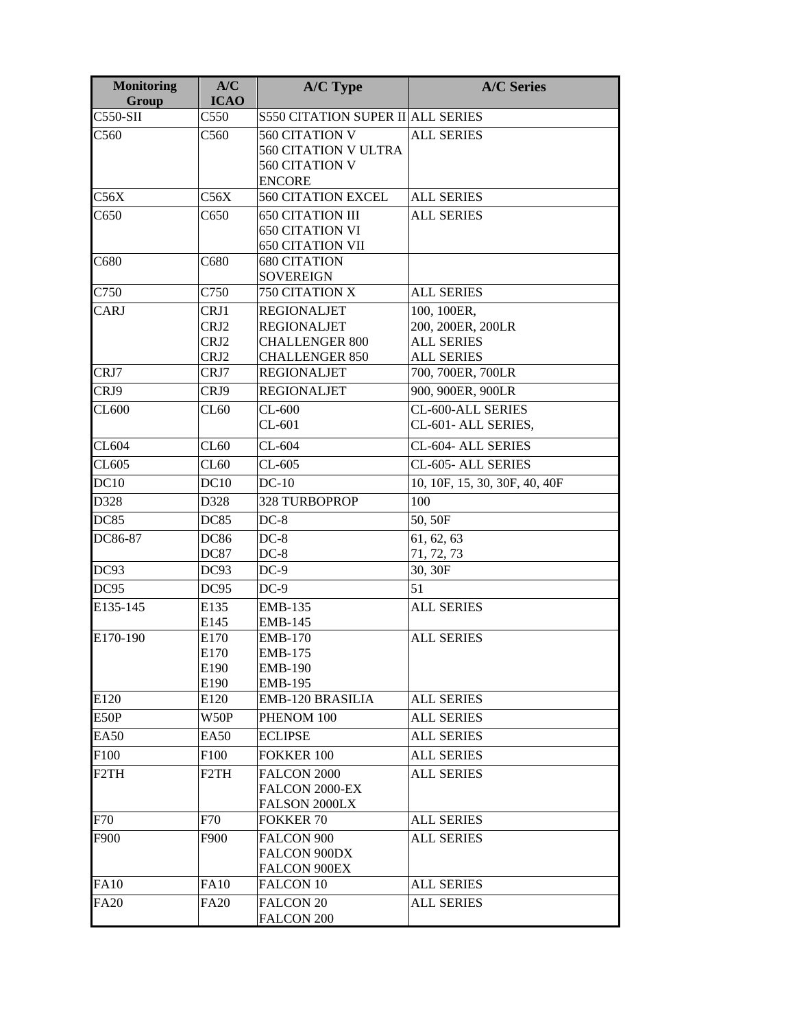| Monitoring Group | A/C ICAO | A/C Type | A/C Series |
|---|---|---|---|
| C550-SII | C550 | S550 CITATION SUPER II | ALL SERIES |
| C560 | C560 | 560 CITATION V<br>560 CITATION V ULTRA<br>560 CITATION V ENCORE | ALL SERIES |
| C56X | C56X | 560 CITATION EXCEL | ALL SERIES |
| C650 | C650 | 650 CITATION III<br>650 CITATION VI<br>650 CITATION VII | ALL SERIES |
| C680 | C680 | 680 CITATION SOVEREIGN | |
| C750 | C750 | 750 CITATION X | ALL SERIES |
| CARJ | CRJ1<br>CRJ2<br>CRJ2<br>CRJ2 | REGIONALJET<br>REGIONALJET<br>CHALLENGER 800<br>CHALLENGER 850 | 100, 100ER,<br>200, 200ER, 200LR<br>ALL SERIES<br>ALL SERIES |
| CRJ7 | CRJ7 | REGIONALJET | 700, 700ER, 700LR |
| CRJ9 | CRJ9 | REGIONALJET | 900, 900ER, 900LR |
| CL600 | CL60 | CL-600<br>CL-601 | CL-600-ALL SERIES<br>CL-601- ALL SERIES, |
| CL604 | CL60 | CL-604 | CL-604- ALL SERIES |
| CL605 | CL60 | CL-605 | CL-605- ALL SERIES |
| DC10 | DC10 | DC-10 | 10, 10F, 15, 30, 30F, 40, 40F |
| D328 | D328 | 328 TURBOPROP | 100 |
| DC85 | DC85 | DC-8 | 50, 50F |
| DC86-87 | DC86<br>DC87 | DC-8<br>DC-8 | 61, 62, 63<br>71, 72, 73 |
| DC93 | DC93 | DC-9 | 30, 30F |
| DC95 | DC95 | DC-9 | 51 |
| E135-145 | E135<br>E145 | EMB-135<br>EMB-145 | ALL SERIES |
| E170-190 | E170<br>E170<br>E190<br>E190 | EMB-170<br>EMB-175<br>EMB-190<br>EMB-195 | ALL SERIES |
| E120 | E120 | EMB-120 BRASILIA | ALL SERIES |
| E50P | W50P | PHENOM 100 | ALL SERIES |
| EA50 | EA50 | ECLIPSE | ALL SERIES |
| F100 | F100 | FOKKER 100 | ALL SERIES |
| F2TH | F2TH | FALCON 2000<br>FALCON 2000-EX<br>FALSON 2000LX | ALL SERIES |
| F70 | F70 | FOKKER 70 | ALL SERIES |
| F900 | F900 | FALCON 900<br>FALCON 900DX<br>FALCON 900EX | ALL SERIES |
| FA10 | FA10 | FALCON 10 | ALL SERIES |
| FA20 | FA20 | FALCON 20<br>FALCON 200 | ALL SERIES |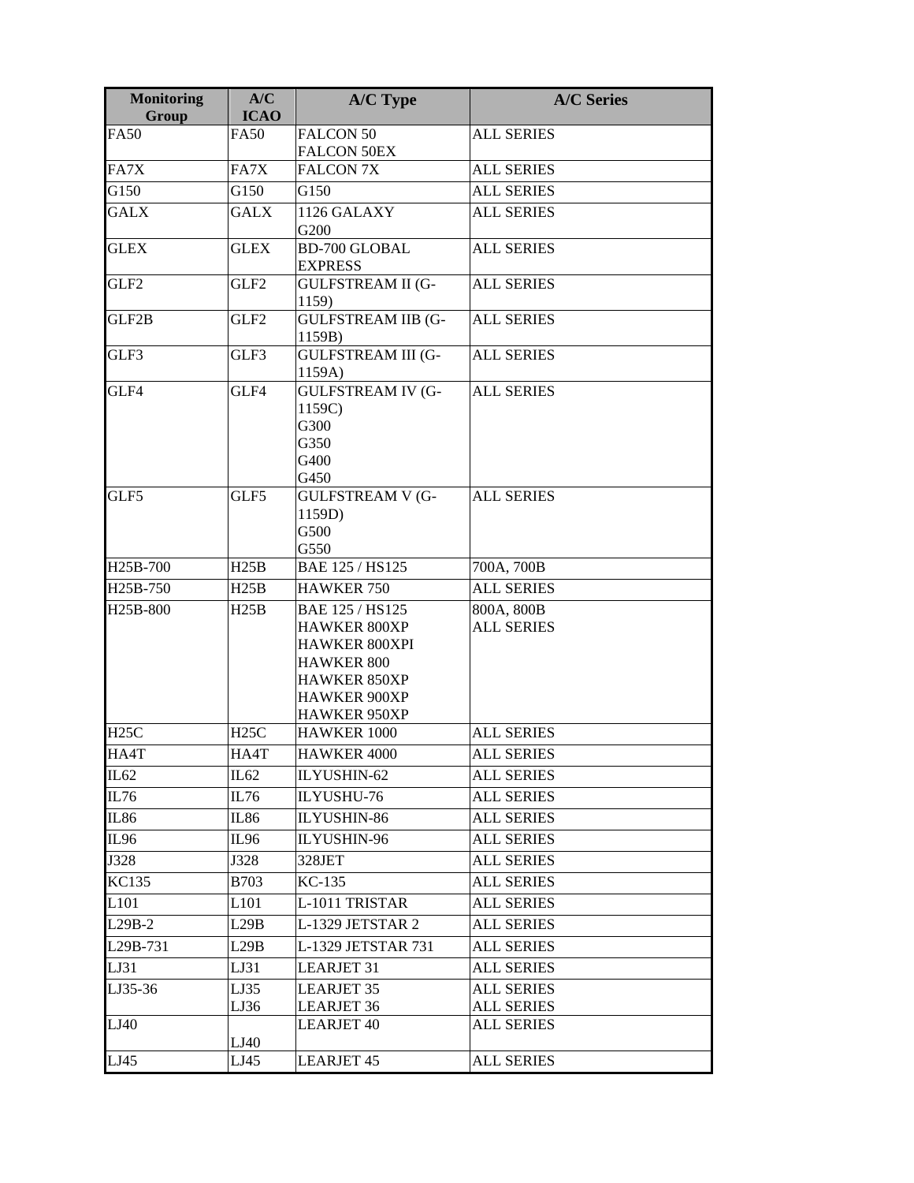| Monitoring Group | A/C ICAO | A/C Type | A/C Series |
| --- | --- | --- | --- |
| FA50 | FA50 | FALCON 50<br>FALCON 50EX | ALL SERIES |
| FA7X | FA7X | FALCON 7X | ALL SERIES |
| G150 | G150 | G150 | ALL SERIES |
| GALX | GALX | 1126 GALAXY<br>G200 | ALL SERIES |
| GLEX | GLEX | BD-700 GLOBAL EXPRESS | ALL SERIES |
| GLF2 | GLF2 | GULFSTREAM II (G-1159) | ALL SERIES |
| GLF2B | GLF2 | GULFSTREAM IIB (G-1159B) | ALL SERIES |
| GLF3 | GLF3 | GULFSTREAM III (G-1159A) | ALL SERIES |
| GLF4 | GLF4 | GULFSTREAM IV (G-1159C)<br>G300<br>G350<br>G400<br>G450 | ALL SERIES |
| GLF5 | GLF5 | GULFSTREAM V (G-1159D)<br>G500<br>G550 | ALL SERIES |
| H25B-700 | H25B | BAE 125 / HS125 | 700A, 700B |
| H25B-750 | H25B | HAWKER 750 | ALL SERIES |
| H25B-800 | H25B | BAE 125 / HS125<br>HAWKER 800XP<br>HAWKER 800XPI<br>HAWKER 800<br>HAWKER 850XP<br>HAWKER 900XP<br>HAWKER 950XP | 800A, 800B<br>ALL SERIES |
| H25C | H25C | HAWKER 1000 | ALL SERIES |
| HA4T | HA4T | HAWKER 4000 | ALL SERIES |
| IL62 | IL62 | ILYUSHIN-62 | ALL SERIES |
| IL76 | IL76 | ILYUSHU-76 | ALL SERIES |
| IL86 | IL86 | ILYUSHIN-86 | ALL SERIES |
| IL96 | IL96 | ILYUSHIN-96 | ALL SERIES |
| J328 | J328 | 328JET | ALL SERIES |
| KC135 | B703 | KC-135 | ALL SERIES |
| L101 | L101 | L-1011 TRISTAR | ALL SERIES |
| L29B-2 | L29B | L-1329 JETSTAR 2 | ALL SERIES |
| L29B-731 | L29B | L-1329 JETSTAR 731 | ALL SERIES |
| LJ31 | LJ31 | LEARJET 31 | ALL SERIES |
| LJ35-36 | LJ35<br>LJ36 | LEARJET 35<br>LEARJET 36 | ALL SERIES<br>ALL SERIES |
| LJ40 | LJ40 | LEARJET 40 | ALL SERIES |
| LJ45 | LJ45 | LEARJET 45 | ALL SERIES |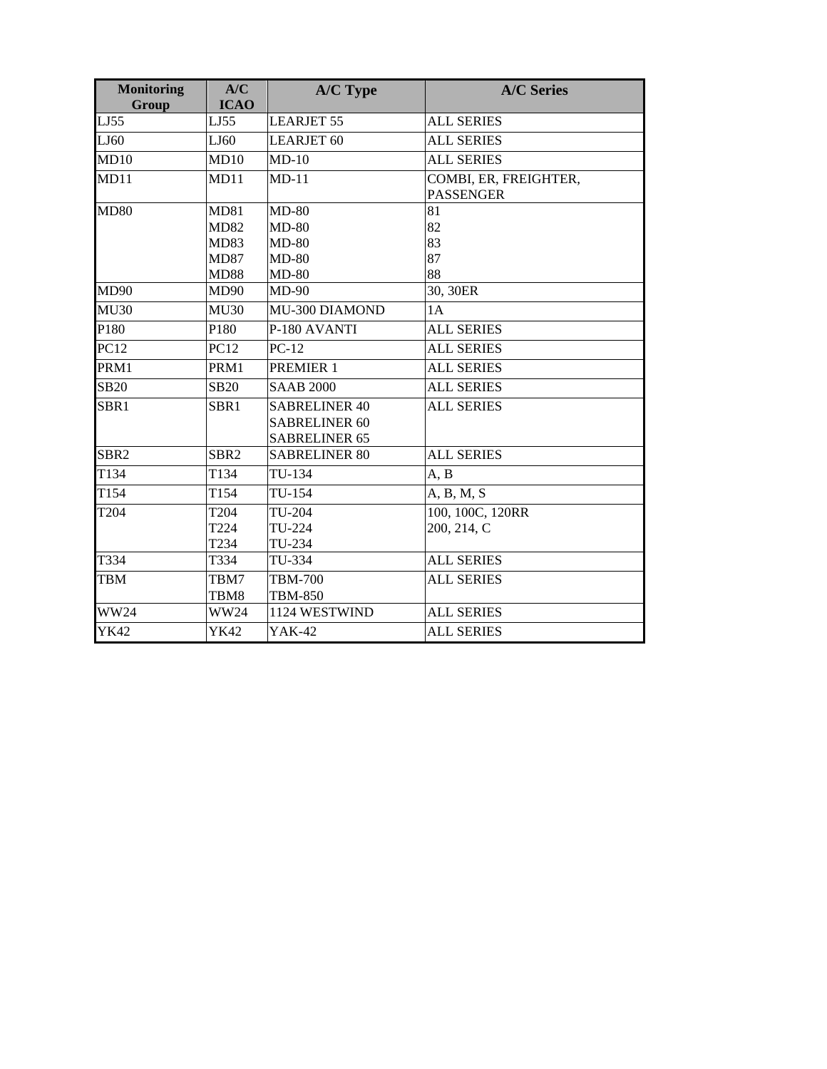| Monitoring Group | A/C ICAO | A/C Type | A/C Series |
|---|---|---|---|
| LJ55 | LJ55 | LEARJET 55 | ALL SERIES |
| LJ60 | LJ60 | LEARJET 60 | ALL SERIES |
| MD10 | MD10 | MD-10 | ALL SERIES |
| MD11 | MD11 | MD-11 | COMBI, ER, FREIGHTER, PASSENGER |
| MD80 | MD81 | MD-80 | 81 |
| | MD82 | MD-80 | 82 |
| | MD83 | MD-80 | 83 |
| | MD87 | MD-80 | 87 |
| | MD88 | MD-80 | 88 |
| MD90 | MD90 | MD-90 | 30, 30ER |
| MU30 | MU30 | MU-300 DIAMOND | 1A |
| P180 | P180 | P-180 AVANTI | ALL SERIES |
| PC12 | PC12 | PC-12 | ALL SERIES |
| PRM1 | PRM1 | PREMIER 1 | ALL SERIES |
| SB20 | SB20 | SAAB 2000 | ALL SERIES |
| SBR1 | SBR1 | SABRELINER 40<br>SABRELINER 60<br>SABRELINER 65 | ALL SERIES |
| SBR2 | SBR2 | SABRELINER 80 | ALL SERIES |
| T134 | T134 | TU-134 | A, B |
| T154 | T154 | TU-154 | A, B, M, S |
| T204 | T204 | TU-204 | 100, 100C, 120RR |
| | T224 | TU-224 | 200, 214, C |
| | T234 | TU-234 | |
| T334 | T334 | TU-334 | ALL SERIES |
| TBM | TBM7<br>TBM8 | TBM-700<br>TBM-850 | ALL SERIES |
| WW24 | WW24 | 1124 WESTWIND | ALL SERIES |
| YK42 | YK42 | YAK-42 | ALL SERIES |